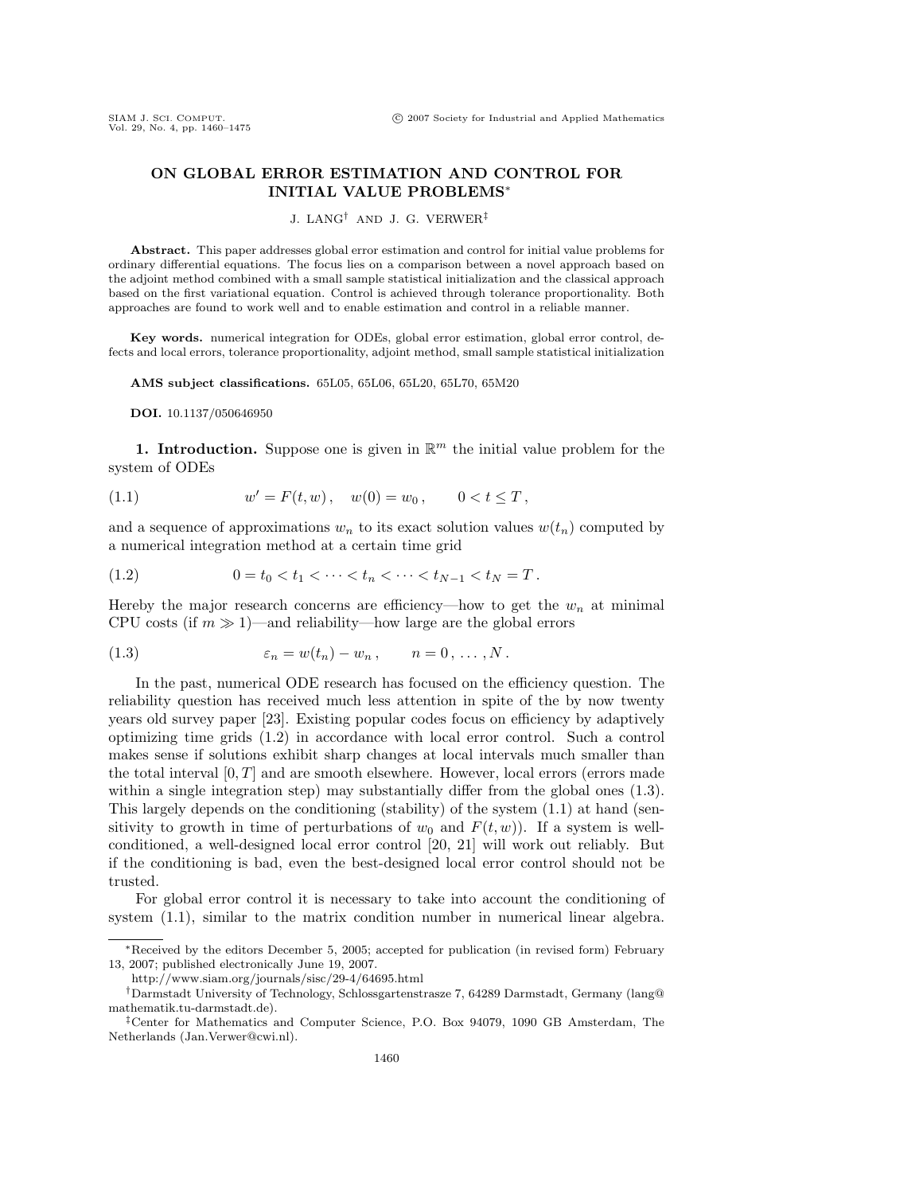# ON GLOBAL ERROR ESTIMATION AND CONTROL FOR INITIAL VALUE PROBLEMS*

J. LANG[†] AND J. G. VERWER[‡]

**Abstract.** This paper addresses global error estimation and control for initial value problems for ordinary differential equations. The focus lies on a comparison between a novel approach based on the adjoint method combined with a small sample statistical initialization and the classical approach based on the first variational equation. Control is achieved through tolerance proportionality. Both approaches are found to work well and to enable estimation and control in a reliable manner.

**Key words.** numerical integration for ODEs, global error estimation, global error control, defects and local errors, tolerance proportionality, adjoint method, small sample statistical initialization

**AMS subject classifications.** 65L05, 65L06, 65L20, 65L70, 65M20

**DOI.** 10.1137/050646950

## 1. Introduction.

Suppose one is given in $\mathbb{R}^m$ the initial value problem for the system of ODEs

$$w' = F(t, w), \quad w(0) = w_0, \qquad 0 < t \leq T, \tag{1.1}$$

and a sequence of approximations $w_n$ to its exact solution values $w(t_n)$ computed by a numerical integration method at a certain time grid

$$0 = t_0 < t_1 < \cdots < t_n < \cdots < t_{N-1} < t_N = T. \tag{1.2}$$

Hereby the major research concerns are efficiency—how to get the $w_n$ at minimal CPU costs (if $m \gg 1$)—and reliability—how large are the global errors

$$\varepsilon_n = w(t_n) - w_n, \qquad n = 0, \ldots, N. \tag{1.3}$$

In the past, numerical ODE research has focused on the efficiency question. The reliability question has received much less attention in spite of the by now twenty years old survey paper [23]. Existing popular codes focus on efficiency by adaptively optimizing time grids (1.2) in accordance with local error control. Such a control makes sense if solutions exhibit sharp changes at local intervals much smaller than the total interval $[0, T]$ and are smooth elsewhere. However, local errors (errors made within a single integration step) may substantially differ from the global ones (1.3). This largely depends on the conditioning (stability) of the system (1.1) at hand (sensitivity to growth in time of perturbations of $w_0$ and $F(t, w)$). If a system is well-conditioned, a well-designed local error control [20, 21] will work out reliably. But if the conditioning is bad, even the best-designed local error control should not be trusted.

For global error control it is necessary to take into account the conditioning of system (1.1), similar to the matrix condition number in numerical linear algebra.

---

*Received by the editors December 5, 2005; accepted for publication (in revised form) February 13, 2007; published electronically June 19, 2007.
http://www.siam.org/journals/sisc/29-4/64695.html

[†]Darmstadt University of Technology, Schlossgartenstrasze 7, 64289 Darmstadt, Germany (lang@mathematik.tu-darmstadt.de).

[‡]Center for Mathematics and Computer Science, P.O. Box 94079, 1090 GB Amsterdam, The Netherlands (Jan.Verwer@cwi.nl).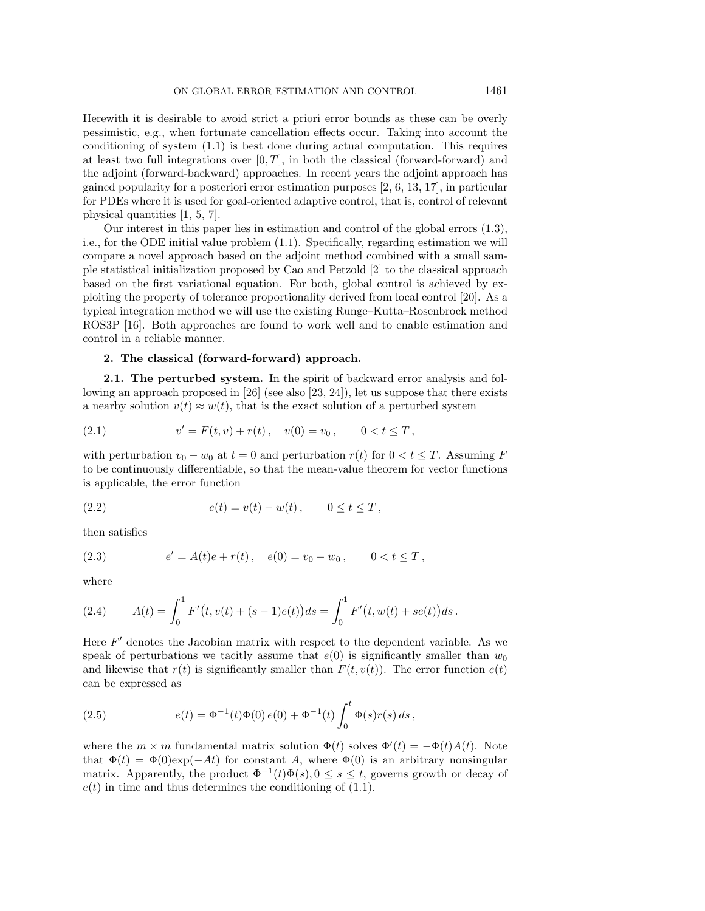Herewith it is desirable to avoid strict a priori error bounds as these can be overly pessimistic, e.g., when fortunate cancellation effects occur. Taking into account the conditioning of system (1.1) is best done during actual computation. This requires at least two full integrations over $[0,T]$, in both the classical (forward-forward) and the adjoint (forward-backward) approaches. In recent years the adjoint approach has gained popularity for a posteriori error estimation purposes [2, 6, 13, 17], in particular for PDEs where it is used for goal-oriented adaptive control, that is, control of relevant physical quantities [1, 5, 7].

Our interest in this paper lies in estimation and control of the global errors (1.3), i.e., for the ODE initial value problem (1.1). Specifically, regarding estimation we will compare a novel approach based on the adjoint method combined with a small sample statistical initialization proposed by Cao and Petzold [2] to the classical approach based on the first variational equation. For both, global control is achieved by exploiting the property of tolerance proportionality derived from local control [20]. As a typical integration method we will use the existing Runge–Kutta–Rosenbrock method ROS3P [16]. Both approaches are found to work well and to enable estimation and control in a reliable manner.

## 2. The classical (forward-forward) approach.

**2.1. The perturbed system.** In the spirit of backward error analysis and following an approach proposed in [26] (see also [23, 24]), let us suppose that there exists a nearby solution $v(t) \approx w(t)$, that is the exact solution of a perturbed system

$$v' = F(t,v) + r(t)\,, \quad v(0) = v_0\,, \qquad 0 < t \le T\,, \tag{2.1}$$

with perturbation $v_0 - w_0$ at $t=0$ and perturbation $r(t)$ for $0 < t \le T$. Assuming $F$ to be continuously differentiable, so that the mean-value theorem for vector functions is applicable, the error function

$$e(t) = v(t) - w(t)\,, \qquad 0 \le t \le T\,, \tag{2.2}$$

then satisfies

$$e' = A(t)e + r(t)\,, \quad e(0) = v_0 - w_0\,, \qquad 0 < t \le T\,, \tag{2.3}$$

where

$$A(t) = \int_0^1 F'\big(t, v(t) + (s-1)e(t)\big)\,ds = \int_0^1 F'\big(t, w(t) + se(t)\big)\,ds\,. \tag{2.4}$$

Here $F'$ denotes the Jacobian matrix with respect to the dependent variable. As we speak of perturbations we tacitly assume that $e(0)$ is significantly smaller than $w_0$ and likewise that $r(t)$ is significantly smaller than $F(t,v(t))$. The error function $e(t)$ can be expressed as

$$e(t) = \Phi^{-1}(t)\Phi(0)\,e(0) + \Phi^{-1}(t)\int_0^t \Phi(s)r(s)\,ds\,, \tag{2.5}$$

where the $m \times m$ fundamental matrix solution $\Phi(t)$ solves $\Phi'(t) = -\Phi(t)A(t)$. Note that $\Phi(t) = \Phi(0)\exp(-At)$ for constant $A$, where $\Phi(0)$ is an arbitrary nonsingular matrix. Apparently, the product $\Phi^{-1}(t)\Phi(s), 0 \le s \le t$, governs growth or decay of $e(t)$ in time and thus determines the conditioning of (1.1).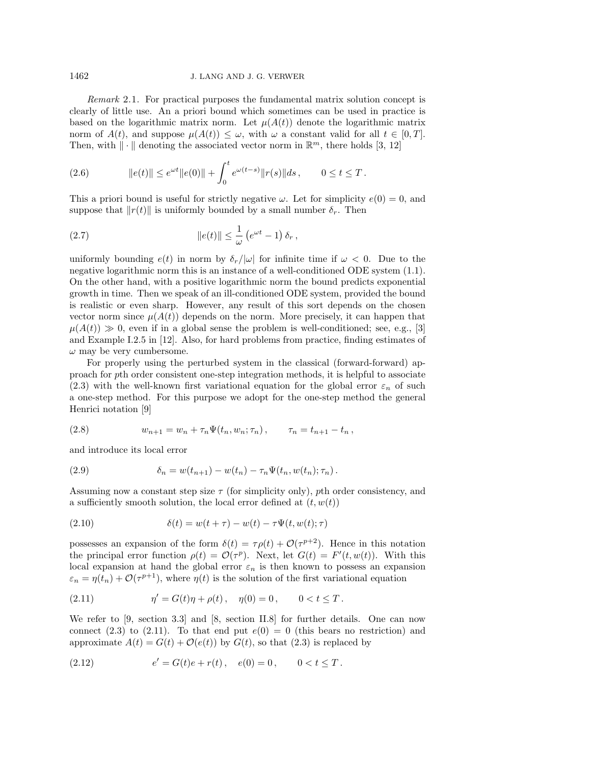*Remark* 2.1. For practical purposes the fundamental matrix solution concept is clearly of little use. An a priori bound which sometimes can be used in practice is based on the logarithmic matrix norm. Let $\mu(A(t))$ denote the logarithmic matrix norm of $A(t)$, and suppose $\mu(A(t)) \le \omega$, with $\omega$ a constant valid for all $t \in [0,T]$. Then, with $\|\cdot\|$ denoting the associated vector norm in $\mathbb{R}^m$, there holds [3, 12]

$$
\|e(t)\| \le e^{\omega t}\|e(0)\| + \int_0^t e^{\omega(t-s)}\|r(s)\| ds\,, \qquad 0 \le t \le T\,. \tag{2.6}
$$

This a priori bound is useful for strictly negative $\omega$. Let for simplicity $e(0) = 0$, and suppose that $\|r(t)\|$ is uniformly bounded by a small number $\delta_r$. Then

$$
\|e(t)\| \le \frac{1}{\omega}\left(e^{\omega t} - 1\right)\delta_r\,, \tag{2.7}
$$

uniformly bounding $e(t)$ in norm by $\delta_r/|\omega|$ for infinite time if $\omega < 0$. Due to the negative logarithmic norm this is an instance of a well-conditioned ODE system (1.1). On the other hand, with a positive logarithmic norm the bound predicts exponential growth in time. Then we speak of an ill-conditioned ODE system, provided the bound is realistic or even sharp. However, any result of this sort depends on the chosen vector norm since $\mu(A(t))$ depends on the norm. More precisely, it can happen that $\mu(A(t)) \gg 0$, even if in a global sense the problem is well-conditioned; see, e.g., [3] and Example I.2.5 in [12]. Also, for hard problems from practice, finding estimates of $\omega$ may be very cumbersome.

For properly using the perturbed system in the classical (forward-forward) approach for $p$th order consistent one-step integration methods, it is helpful to associate (2.3) with the well-known first variational equation for the global error $\varepsilon_n$ of such a one-step method. For this purpose we adopt for the one-step method the general Henrici notation [9]

$$
w_{n+1} = w_n + \tau_n \Psi(t_n, w_n; \tau_n)\,, \qquad \tau_n = t_{n+1} - t_n\,, \tag{2.8}
$$

and introduce its local error

$$
\delta_n = w(t_{n+1}) - w(t_n) - \tau_n \Psi(t_n, w(t_n); \tau_n)\,. \tag{2.9}
$$

Assuming now a constant step size $\tau$ (for simplicity only), $p$th order consistency, and a sufficiently smooth solution, the local error defined at $(t, w(t))$

$$
\delta(t) = w(t+\tau) - w(t) - \tau \Psi(t, w(t); \tau) \tag{2.10}
$$

possesses an expansion of the form $\delta(t) = \tau\rho(t) + \mathcal{O}(\tau^{p+2})$. Hence in this notation the principal error function $\rho(t) = \mathcal{O}(\tau^p)$. Next, let $G(t) = F'(t, w(t))$. With this local expansion at hand the global error $\varepsilon_n$ is then known to possess an expansion $\varepsilon_n = \eta(t_n) + \mathcal{O}(\tau^{p+1})$, where $\eta(t)$ is the solution of the first variational equation

$$
\eta' = G(t)\eta + \rho(t)\,, \quad \eta(0) = 0\,, \qquad 0 < t \le T\,. \tag{2.11}
$$

We refer to [9, section 3.3] and [8, section II.8] for further details. One can now connect (2.3) to (2.11). To that end put $e(0) = 0$ (this bears no restriction) and approximate $A(t) = G(t) + \mathcal{O}(e(t))$ by $G(t)$, so that (2.3) is replaced by

$$
e' = G(t)e + r(t)\,, \quad e(0) = 0\,, \qquad 0 < t \le T\,. \tag{2.12}
$$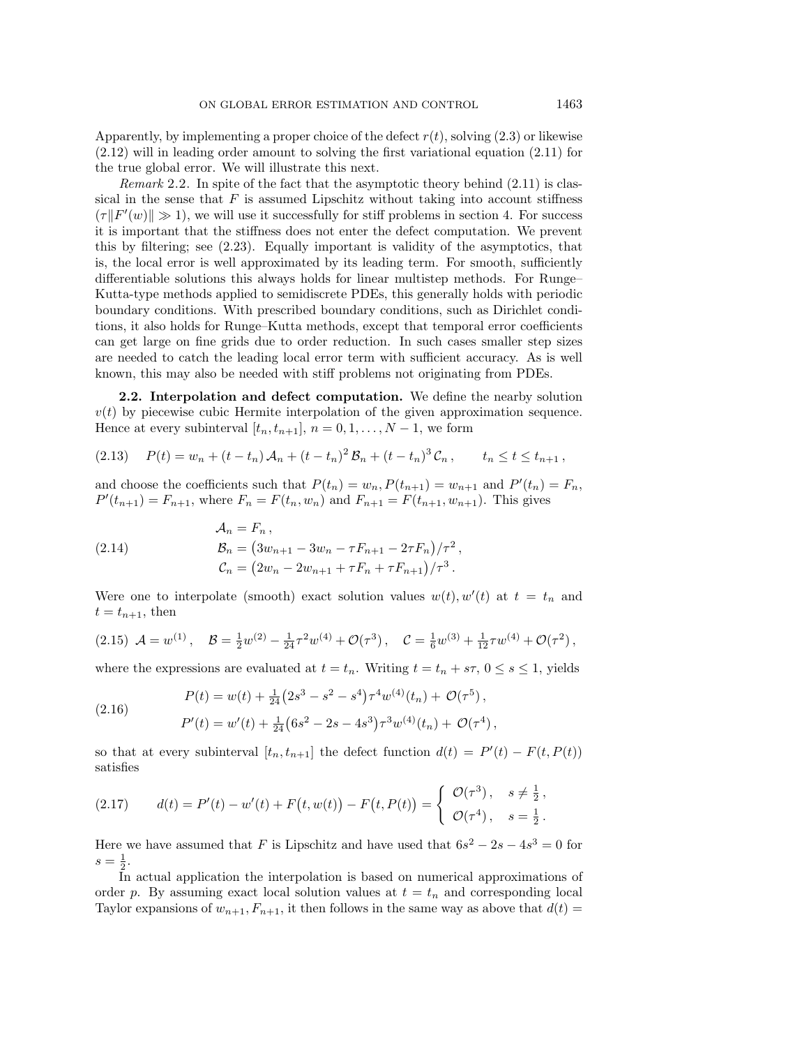Apparently, by implementing a proper choice of the defect $r(t)$, solving (2.3) or likewise (2.12) will in leading order amount to solving the first variational equation (2.11) for the true global error. We will illustrate this next.

*Remark* 2.2. In spite of the fact that the asymptotic theory behind (2.11) is classical in the sense that $F$ is assumed Lipschitz without taking into account stiffness ($\tau\|F'(w)\| \gg 1$), we will use it successfully for stiff problems in section 4. For success it is important that the stiffness does not enter the defect computation. We prevent this by filtering; see (2.23). Equally important is validity of the asymptotics, that is, the local error is well approximated by its leading term. For smooth, sufficiently differentiable solutions this always holds for linear multistep methods. For Runge–Kutta-type methods applied to semidiscrete PDEs, this generally holds with periodic boundary conditions. With prescribed boundary conditions, such as Dirichlet conditions, it also holds for Runge–Kutta methods, except that temporal error coefficients can get large on fine grids due to order reduction. In such cases smaller step sizes are needed to catch the leading local error term with sufficient accuracy. As is well known, this may also be needed with stiff problems not originating from PDEs.

**2.2. Interpolation and defect computation.** We define the nearby solution $v(t)$ by piecewise cubic Hermite interpolation of the given approximation sequence. Hence at every subinterval $[t_n, t_{n+1}]$, $n = 0, 1, \ldots, N-1$, we form

$$P(t) = w_n + (t - t_n)\,\mathcal{A}_n + (t - t_n)^2\,\mathcal{B}_n + (t - t_n)^3\,\mathcal{C}_n\,, \qquad t_n \le t \le t_{n+1}\,, \tag{2.13}$$

and choose the coefficients such that $P(t_n) = w_n, P(t_{n+1}) = w_{n+1}$ and $P'(t_n) = F_n$, $P'(t_{n+1}) = F_{n+1}$, where $F_n = F(t_n, w_n)$ and $F_{n+1} = F(t_{n+1}, w_{n+1})$. This gives

$$\begin{aligned} \mathcal{A}_n &= F_n\,, \\ \mathcal{B}_n &= \big(3w_{n+1} - 3w_n - \tau F_{n+1} - 2\tau F_n\big)/\tau^2\,, \\ \mathcal{C}_n &= \big(2w_n - 2w_{n+1} + \tau F_n + \tau F_{n+1}\big)/\tau^3\,. \end{aligned} \tag{2.14}$$

Were one to interpolate (smooth) exact solution values $w(t), w'(t)$ at $t = t_n$ and $t = t_{n+1}$, then

$$\mathcal{A} = w^{(1)}\,, \quad \mathcal{B} = \tfrac{1}{2}w^{(2)} - \tfrac{1}{24}\tau^2 w^{(4)} + \mathcal{O}(\tau^3)\,, \quad \mathcal{C} = \tfrac{1}{6}w^{(3)} + \tfrac{1}{12}\tau w^{(4)} + \mathcal{O}(\tau^2)\,, \tag{2.15}$$

where the expressions are evaluated at $t = t_n$. Writing $t = t_n + s\tau$, $0 \le s \le 1$, yields

$$\begin{aligned} P(t) &= w(t) + \tfrac{1}{24}\big(2s^3 - s^2 - s^4\big)\tau^4 w^{(4)}(t_n) + \mathcal{O}(\tau^5)\,, \\ P'(t) &= w'(t) + \tfrac{1}{24}\big(6s^2 - 2s - 4s^3\big)\tau^3 w^{(4)}(t_n) + \mathcal{O}(\tau^4)\,, \end{aligned} \tag{2.16}$$

so that at every subinterval $[t_n, t_{n+1}]$ the defect function $d(t) = P'(t) - F(t, P(t))$ satisfies

$$d(t) = P'(t) - w'(t) + F\big(t, w(t)\big) - F\big(t, P(t)\big) = \begin{cases} \mathcal{O}(\tau^3)\,, & s \ne \tfrac{1}{2}\,, \\ \mathcal{O}(\tau^4)\,, & s = \tfrac{1}{2}\,. \end{cases} \tag{2.17}$$

Here we have assumed that $F$ is Lipschitz and have used that $6s^2 - 2s - 4s^3 = 0$ for $s = \frac{1}{2}$.

In actual application the interpolation is based on numerical approximations of order $p$. By assuming exact local solution values at $t = t_n$ and corresponding local Taylor expansions of $w_{n+1}, F_{n+1}$, it then follows in the same way as above that $d(t) =$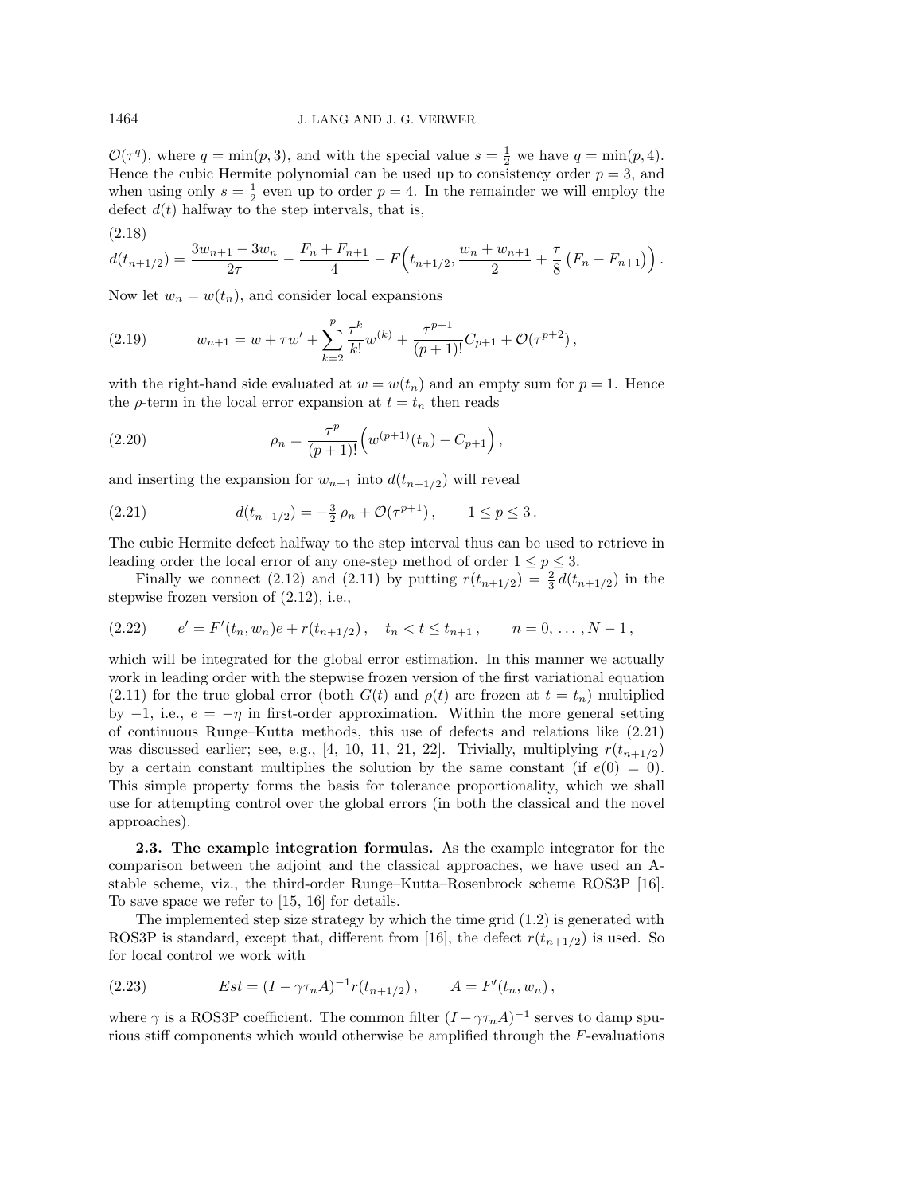$\mathcal{O}(\tau^q)$, where $q = \min(p, 3)$, and with the special value $s = \frac{1}{2}$ we have $q = \min(p, 4)$. Hence the cubic Hermite polynomial can be used up to consistency order $p = 3$, and when using only $s = \frac{1}{2}$ even up to order $p = 4$. In the remainder we will employ the defect $d(t)$ halfway to the step intervals, that is,

(2.18)
$$d(t_{n+1/2}) = \frac{3w_{n+1} - 3w_n}{2\tau} - \frac{F_n + F_{n+1}}{4} - F\Big(t_{n+1/2}, \frac{w_n + w_{n+1}}{2} + \frac{\tau}{8}\left(F_n - F_{n+1}\right)\Big).$$

Now let $w_n = w(t_n)$, and consider local expansions

$$w_{n+1} = w + \tau w' + \sum_{k=2}^{p} \frac{\tau^k}{k!} w^{(k)} + \frac{\tau^{p+1}}{(p+1)!} C_{p+1} + \mathcal{O}(\tau^{p+2}), \tag{2.19}$$

with the right-hand side evaluated at $w = w(t_n)$ and an empty sum for $p = 1$. Hence the $\rho$-term in the local error expansion at $t = t_n$ then reads

$$\rho_n = \frac{\tau^p}{(p+1)!}\Big(w^{(p+1)}(t_n) - C_{p+1}\Big), \tag{2.20}$$

and inserting the expansion for $w_{n+1}$ into $d(t_{n+1/2})$ will reveal

$$d(t_{n+1/2}) = -\tfrac{3}{2}\,\rho_n + \mathcal{O}(\tau^{p+1}), \qquad 1 \le p \le 3. \tag{2.21}$$

The cubic Hermite defect halfway to the step interval thus can be used to retrieve in leading order the local error of any one-step method of order $1 \le p \le 3$.

Finally we connect (2.12) and (2.11) by putting $r(t_{n+1/2}) = \frac{2}{3}\,d(t_{n+1/2})$ in the stepwise frozen version of (2.12), i.e.,

$$e' = F'(t_n, w_n)e + r(t_{n+1/2}), \quad t_n < t \le t_{n+1}, \qquad n = 0, \ldots, N-1, \tag{2.22}$$

which will be integrated for the global error estimation. In this manner we actually work in leading order with the stepwise frozen version of the first variational equation (2.11) for the true global error (both $G(t)$ and $\rho(t)$ are frozen at $t = t_n$) multiplied by $-1$, i.e., $e = -\eta$ in first-order approximation. Within the more general setting of continuous Runge–Kutta methods, this use of defects and relations like (2.21) was discussed earlier; see, e.g., [4, 10, 11, 21, 22]. Trivially, multiplying $r(t_{n+1/2})$ by a certain constant multiplies the solution by the same constant (if $e(0) = 0$). This simple property forms the basis for tolerance proportionality, which we shall use for attempting control over the global errors (in both the classical and the novel approaches).

### 2.3. The example integration formulas.

As the example integrator for the comparison between the adjoint and the classical approaches, we have used an A-stable scheme, viz., the third-order Runge–Kutta–Rosenbrock scheme ROS3P [16]. To save space we refer to [15, 16] for details.

The implemented step size strategy by which the time grid (1.2) is generated with ROS3P is standard, except that, different from [16], the defect $r(t_{n+1/2})$ is used. So for local control we work with

$$Est = (I - \gamma\tau_n A)^{-1} r(t_{n+1/2}), \qquad A = F'(t_n, w_n), \tag{2.23}$$

where $\gamma$ is a ROS3P coefficient. The common filter $(I - \gamma\tau_n A)^{-1}$ serves to damp spurious stiff components which would otherwise be amplified through the $F$-evaluations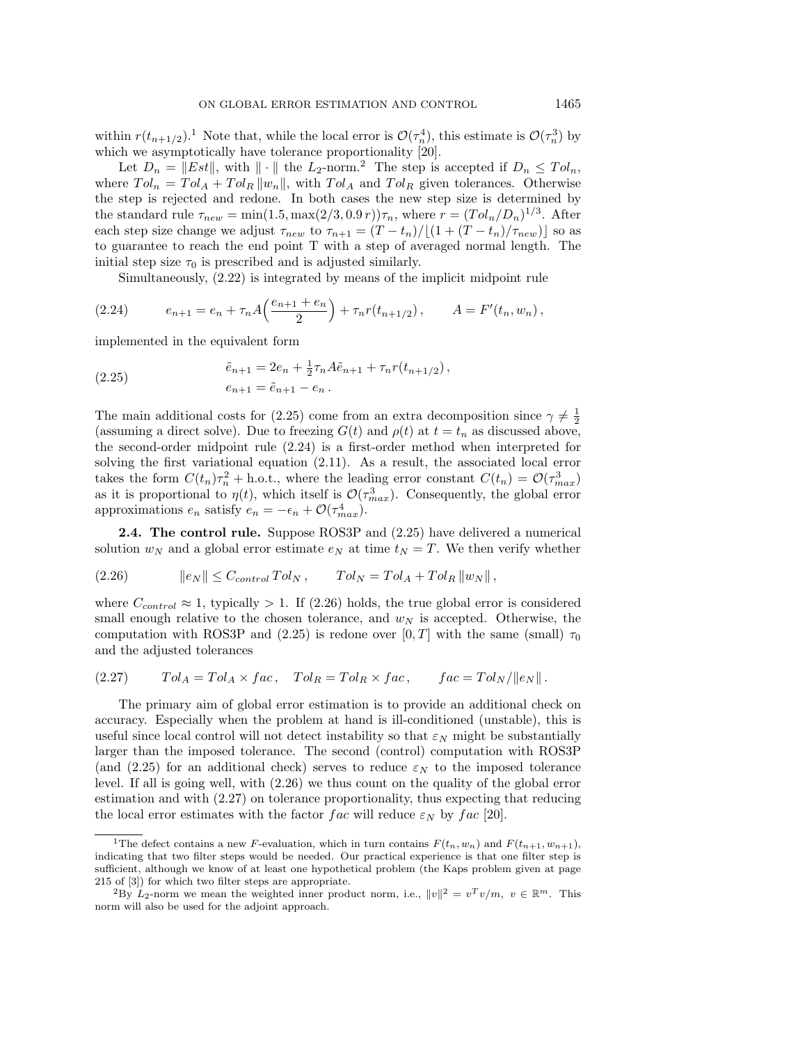within $r(t_{n+1/2})$.[1] Note that, while the local error is $\mathcal{O}(\tau_n^4)$, this estimate is $\mathcal{O}(\tau_n^3)$ by which we asymptotically have tolerance proportionality [20].

Let $D_n = \|Est\|$, with $\|\cdot\|$ the $L_2$-norm.[2] The step is accepted if $D_n \leq Tol_n$, where $Tol_n = Tol_A + Tol_R \|w_n\|$, with $Tol_A$ and $Tol_R$ given tolerances. Otherwise the step is rejected and redone. In both cases the new step size is determined by the standard rule $\tau_{new} = \min(1.5, \max(2/3, 0.9\, r))\tau_n$, where $r = (Tol_n/D_n)^{1/3}$. After each step size change we adjust $\tau_{new}$ to $\tau_{n+1} = (T - t_n)/\lfloor(1 + (T - t_n)/\tau_{new})\rfloor$ so as to guarantee to reach the end point T with a step of averaged normal length. The initial step size $\tau_0$ is prescribed and is adjusted similarly.

Simultaneously, (2.22) is integrated by means of the implicit midpoint rule

$$
e_{n+1} = e_n + \tau_n A\Big(\frac{e_{n+1} + e_n}{2}\Big) + \tau_n r(t_{n+1/2})\,, \qquad A = F'(t_n, w_n)\,, \tag{2.24}
$$

implemented in the equivalent form

$$
\begin{aligned}
\tilde{e}_{n+1} &= 2e_n + \tfrac{1}{2}\tau_n A \tilde{e}_{n+1} + \tau_n r(t_{n+1/2})\,, \\
e_{n+1} &= \tilde{e}_{n+1} - e_n\,.
\end{aligned} \tag{2.25}
$$

The main additional costs for (2.25) come from an extra decomposition since $\gamma \neq \frac{1}{2}$ (assuming a direct solve). Due to freezing $G(t)$ and $\rho(t)$ at $t = t_n$ as discussed above, the second-order midpoint rule (2.24) is a first-order method when interpreted for solving the first variational equation (2.11). As a result, the associated local error takes the form $C(t_n)\tau_n^2 +$ h.o.t., where the leading error constant $C(t_n) = \mathcal{O}(\tau_{max}^3)$ as it is proportional to $\eta(t)$, which itself is $\mathcal{O}(\tau_{max}^3)$. Consequently, the global error approximations $e_n$ satisfy $e_n = -\epsilon_n + \mathcal{O}(\tau_{max}^4)$.

**2.4. The control rule.** Suppose ROS3P and (2.25) have delivered a numerical solution $w_N$ and a global error estimate $e_N$ at time $t_N = T$. We then verify whether

$$
\|e_N\| \leq C_{control}\, Tol_N\,, \qquad Tol_N = Tol_A + Tol_R \|w_N\|\,, \tag{2.26}
$$

where $C_{control} \approx 1$, typically $> 1$. If (2.26) holds, the true global error is considered small enough relative to the chosen tolerance, and $w_N$ is accepted. Otherwise, the computation with ROS3P and (2.25) is redone over $[0, T]$ with the same (small) $\tau_0$ and the adjusted tolerances

$$
Tol_A = Tol_A \times fac\,, \quad Tol_R = Tol_R \times fac\,, \qquad fac = Tol_N/\|e_N\|\,. \tag{2.27}
$$

The primary aim of global error estimation is to provide an additional check on accuracy. Especially when the problem at hand is ill-conditioned (unstable), this is useful since local control will not detect instability so that $\varepsilon_N$ might be substantially larger than the imposed tolerance. The second (control) computation with ROS3P (and (2.25) for an additional check) serves to reduce $\varepsilon_N$ to the imposed tolerance level. If all is going well, with (2.26) we thus count on the quality of the global error estimation and with (2.27) on tolerance proportionality, thus expecting that reducing the local error estimates with the factor $fac$ will reduce $\varepsilon_N$ by $fac$ [20].

---

[1] The defect contains a new $F$-evaluation, which in turn contains $F(t_n, w_n)$ and $F(t_{n+1}, w_{n+1})$, indicating that two filter steps would be needed. Our practical experience is that one filter step is sufficient, although we know of at least one hypothetical problem (the Kaps problem given at page 215 of [3]) for which two filter steps are appropriate.

[2] By $L_2$-norm we mean the weighted inner product norm, i.e., $\|v\|^2 = v^T v/m$, $v \in \mathbb{R}^m$. This norm will also be used for the adjoint approach.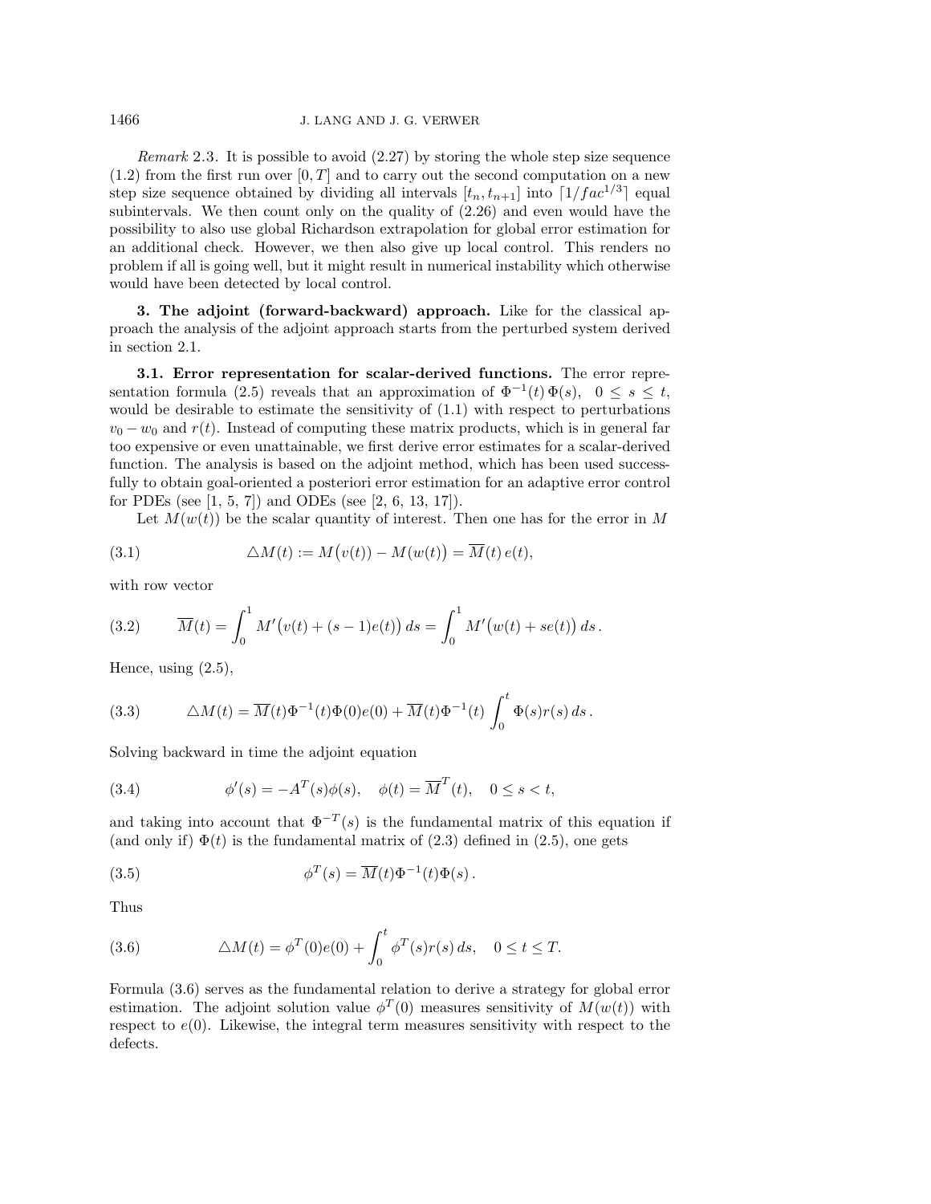*Remark* 2.3. It is possible to avoid (2.27) by storing the whole step size sequence (1.2) from the first run over $[0,T]$ and to carry out the second computation on a new step size sequence obtained by dividing all intervals $[t_n, t_{n+1}]$ into $\lceil 1/fac^{1/3} \rceil$ equal subintervals. We then count only on the quality of (2.26) and even would have the possibility to also use global Richardson extrapolation for global error estimation for an additional check. However, we then also give up local control. This renders no problem if all is going well, but it might result in numerical instability which otherwise would have been detected by local control.

## 3. The adjoint (forward-backward) approach.

Like for the classical approach the analysis of the adjoint approach starts from the perturbed system derived in section 2.1.

### 3.1. Error representation for scalar-derived functions.

The error representation formula (2.5) reveals that an approximation of $\Phi^{-1}(t)\,\Phi(s)$, $0 \le s \le t$, would be desirable to estimate the sensitivity of (1.1) with respect to perturbations $v_0 - w_0$ and $r(t)$. Instead of computing these matrix products, which is in general far too expensive or even unattainable, we first derive error estimates for a scalar-derived function. The analysis is based on the adjoint method, which has been used successfully to obtain goal-oriented a posteriori error estimation for an adaptive error control for PDEs (see [1, 5, 7]) and ODEs (see [2, 6, 13, 17]).

Let $M(w(t))$ be the scalar quantity of interest. Then one has for the error in $M$

$$\triangle M(t) := M\big(v(t)\big) - M\big(w(t)\big) = \overline{M}(t)\, e(t), \tag{3.1}$$

with row vector

$$\overline{M}(t) = \int_0^1 M'\big(v(t) + (s-1)e(t)\big)\, ds = \int_0^1 M'\big(w(t) + se(t)\big)\, ds\,. \tag{3.2}$$

Hence, using (2.5),

$$\triangle M(t) = \overline{M}(t)\Phi^{-1}(t)\Phi(0)e(0) + \overline{M}(t)\Phi^{-1}(t)\int_0^t \Phi(s)r(s)\, ds\,. \tag{3.3}$$

Solving backward in time the adjoint equation

$$\phi'(s) = -A^T(s)\phi(s), \quad \phi(t) = \overline{M}^T(t), \quad 0 \le s < t, \tag{3.4}$$

and taking into account that $\Phi^{-T}(s)$ is the fundamental matrix of this equation if (and only if) $\Phi(t)$ is the fundamental matrix of (2.3) defined in (2.5), one gets

$$\phi^T(s) = \overline{M}(t)\Phi^{-1}(t)\Phi(s)\,. \tag{3.5}$$

Thus

$$\triangle M(t) = \phi^T(0)e(0) + \int_0^t \phi^T(s)r(s)\, ds, \quad 0 \le t \le T. \tag{3.6}$$

Formula (3.6) serves as the fundamental relation to derive a strategy for global error estimation. The adjoint solution value $\phi^T(0)$ measures sensitivity of $M(w(t))$ with respect to $e(0)$. Likewise, the integral term measures sensitivity with respect to the defects.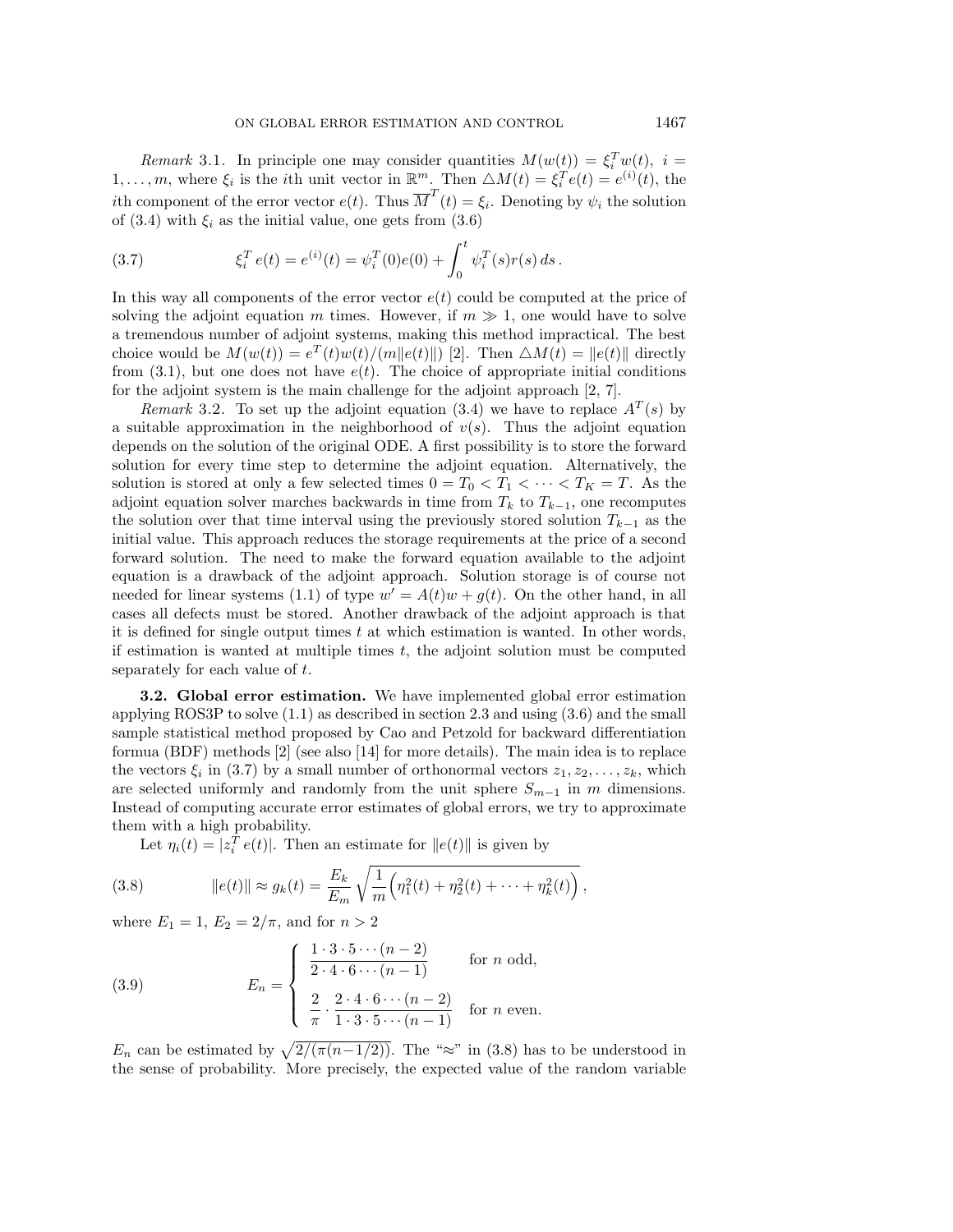*Remark* 3.1. In principle one may consider quantities $M(w(t)) = \xi_i^T w(t),\ i = 1, \ldots, m$, where $\xi_i$ is the $i$th unit vector in $\mathbb{R}^m$. Then $\triangle M(t) = \xi_i^T e(t) = e^{(i)}(t)$, the $i$th component of the error vector $e(t)$. Thus $\overline{M}^T(t) = \xi_i$. Denoting by $\psi_i$ the solution of (3.4) with $\xi_i$ as the initial value, one gets from (3.6)

$$\xi_i^T e(t) = e^{(i)}(t) = \psi_i^T(0)e(0) + \int_0^t \psi_i^T(s) r(s)\, ds\,. \tag{3.7}$$

In this way all components of the error vector $e(t)$ could be computed at the price of solving the adjoint equation $m$ times. However, if $m \gg 1$, one would have to solve a tremendous number of adjoint systems, making this method impractical. The best choice would be $M(w(t)) = e^T(t)w(t)/(m\|e(t)\|)$ [2]. Then $\triangle M(t) = \|e(t)\|$ directly from (3.1), but one does not have $e(t)$. The choice of appropriate initial conditions for the adjoint system is the main challenge for the adjoint approach [2, 7].

*Remark* 3.2. To set up the adjoint equation (3.4) we have to replace $A^T(s)$ by a suitable approximation in the neighborhood of $v(s)$. Thus the adjoint equation depends on the solution of the original ODE. A first possibility is to store the forward solution for every time step to determine the adjoint equation. Alternatively, the solution is stored at only a few selected times $0 = T_0 < T_1 < \cdots < T_K = T$. As the adjoint equation solver marches backwards in time from $T_k$ to $T_{k-1}$, one recomputes the solution over that time interval using the previously stored solution $T_{k-1}$ as the initial value. This approach reduces the storage requirements at the price of a second forward solution. The need to make the forward equation available to the adjoint equation is a drawback of the adjoint approach. Solution storage is of course not needed for linear systems (1.1) of type $w' = A(t)w + g(t)$. On the other hand, in all cases all defects must be stored. Another drawback of the adjoint approach is that it is defined for single output times $t$ at which estimation is wanted. In other words, if estimation is wanted at multiple times $t$, the adjoint solution must be computed separately for each value of $t$.

### 3.2. Global error estimation.

We have implemented global error estimation applying ROS3P to solve (1.1) as described in section 2.3 and using (3.6) and the small sample statistical method proposed by Cao and Petzold for backward differentiation formua (BDF) methods [2] (see also [14] for more details). The main idea is to replace the vectors $\xi_i$ in (3.7) by a small number of orthonormal vectors $z_1, z_2, \ldots, z_k$, which are selected uniformly and randomly from the unit sphere $S_{m-1}$ in $m$ dimensions. Instead of computing accurate error estimates of global errors, we try to approximate them with a high probability.

Let $\eta_i(t) = |z_i^T e(t)|$. Then an estimate for $\|e(t)\|$ is given by

$$\|e(t)\| \approx g_k(t) = \frac{E_k}{E_m}\sqrt{\frac{1}{m}\Big(\eta_1^2(t) + \eta_2^2(t) + \cdots + \eta_k^2(t)\Big)}\,, \tag{3.8}$$

where $E_1 = 1$, $E_2 = 2/\pi$, and for $n > 2$

$$E_n = \begin{cases} \dfrac{1 \cdot 3 \cdot 5 \cdots (n-2)}{2 \cdot 4 \cdot 6 \cdots (n-1)} & \text{for } n \text{ odd}, \\[2ex] \dfrac{2}{\pi} \cdot \dfrac{2 \cdot 4 \cdot 6 \cdots (n-2)}{1 \cdot 3 \cdot 5 \cdots (n-1)} & \text{for } n \text{ even}. \end{cases} \tag{3.9}$$

$E_n$ can be estimated by $\sqrt{2/(\pi(n-1/2))}$. The "$\approx$" in (3.8) has to be understood in the sense of probability. More precisely, the expected value of the random variable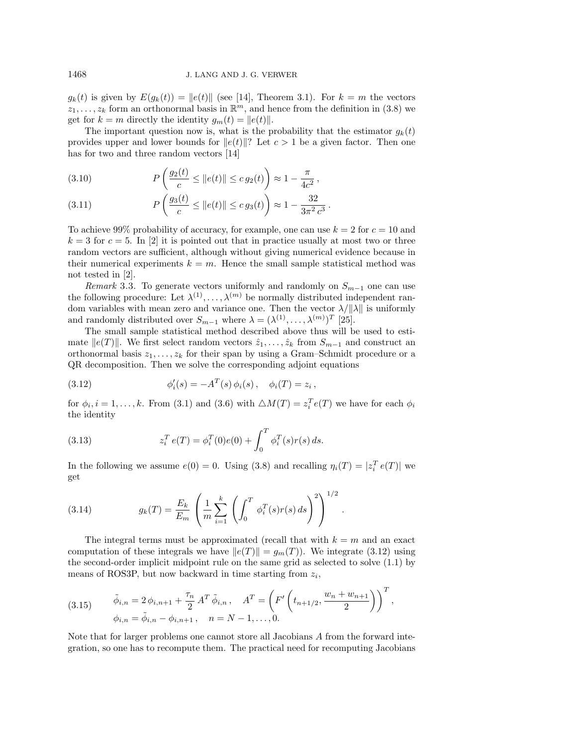$g_k(t)$ is given by $E(g_k(t)) = \|e(t)\|$ (see [14], Theorem 3.1). For $k = m$ the vectors $z_1, \ldots, z_k$ form an orthonormal basis in $\mathbb{R}^m$, and hence from the definition in (3.8) we get for $k = m$ directly the identity $g_m(t) = \|e(t)\|$.

The important question now is, what is the probability that the estimator $g_k(t)$ provides upper and lower bounds for $\|e(t)\|$? Let $c > 1$ be a given factor. Then one has for two and three random vectors [14]

$$P\left(\frac{g_2(t)}{c} \le \|e(t)\| \le c\, g_2(t)\right) \approx 1 - \frac{\pi}{4c^2}\,, \tag{3.10}$$

$$P\left(\frac{g_3(t)}{c} \le \|e(t)\| \le c\, g_3(t)\right) \approx 1 - \frac{32}{3\pi^2\, c^3}\,. \tag{3.11}$$

To achieve 99% probability of accuracy, for example, one can use $k = 2$ for $c = 10$ and $k = 3$ for $c = 5$. In [2] it is pointed out that in practice usually at most two or three random vectors are sufficient, although without giving numerical evidence because in their numerical experiments $k = m$. Hence the small sample statistical method was not tested in [2].

*Remark* 3.3. To generate vectors uniformly and randomly on $S_{m-1}$ one can use the following procedure: Let $\lambda^{(1)}, \ldots, \lambda^{(m)}$ be normally distributed independent random variables with mean zero and variance one. Then the vector $\lambda/\|\lambda\|$ is uniformly and randomly distributed over $S_{m-1}$ where $\lambda = (\lambda^{(1)}, \ldots, \lambda^{(m)})^T$ [25].

The small sample statistical method described above thus will be used to estimate $\|e(T)\|$. We first select random vectors $\hat{z}_1, \ldots, \hat{z}_k$ from $S_{m-1}$ and construct an orthonormal basis $z_1, \ldots, z_k$ for their span by using a Gram–Schmidt procedure or a QR decomposition. Then we solve the corresponding adjoint equations

$$\phi_i'(s) = -A^T(s)\,\phi_i(s)\,, \quad \phi_i(T) = z_i\,, \tag{3.12}$$

for $\phi_i, i = 1, \ldots, k$. From (3.1) and (3.6) with $\triangle M(T) = z_i^T e(T)$ we have for each $\phi_i$ the identity

$$z_i^T\, e(T) = \phi_i^T(0) e(0) + \int_0^T \phi_i^T(s) r(s)\, ds. \tag{3.13}$$

In the following we assume $e(0) = 0$. Using (3.8) and recalling $\eta_i(T) = |z_i^T\, e(T)|$ we get

$$g_k(T) = \frac{E_k}{E_m}\left(\frac{1}{m}\sum_{i=1}^{k}\left(\int_0^T \phi_i^T(s) r(s)\, ds\right)^2\right)^{1/2}. \tag{3.14}$$

The integral terms must be approximated (recall that with $k = m$ and an exact computation of these integrals we have $\|e(T)\| = g_m(T)$). We integrate (3.12) using the second-order implicit midpoint rule on the same grid as selected to solve (1.1) by means of ROS3P, but now backward in time starting from $z_i$,

$$\begin{aligned} &\tilde{\phi}_{i,n} = 2\,\phi_{i,n+1} + \frac{\tau_n}{2}\, A^T\, \tilde{\phi}_{i,n}\,, \quad A^T = \left(F'\left(t_{n+1/2}, \frac{w_n + w_{n+1}}{2}\right)\right)^T, \\ &\phi_{i,n} = \tilde{\phi}_{i,n} - \phi_{i,n+1}\,, \quad n = N-1, \ldots, 0. \end{aligned} \tag{3.15}$$

Note that for larger problems one cannot store all Jacobians $A$ from the forward integration, so one has to recompute them. The practical need for recomputing Jacobians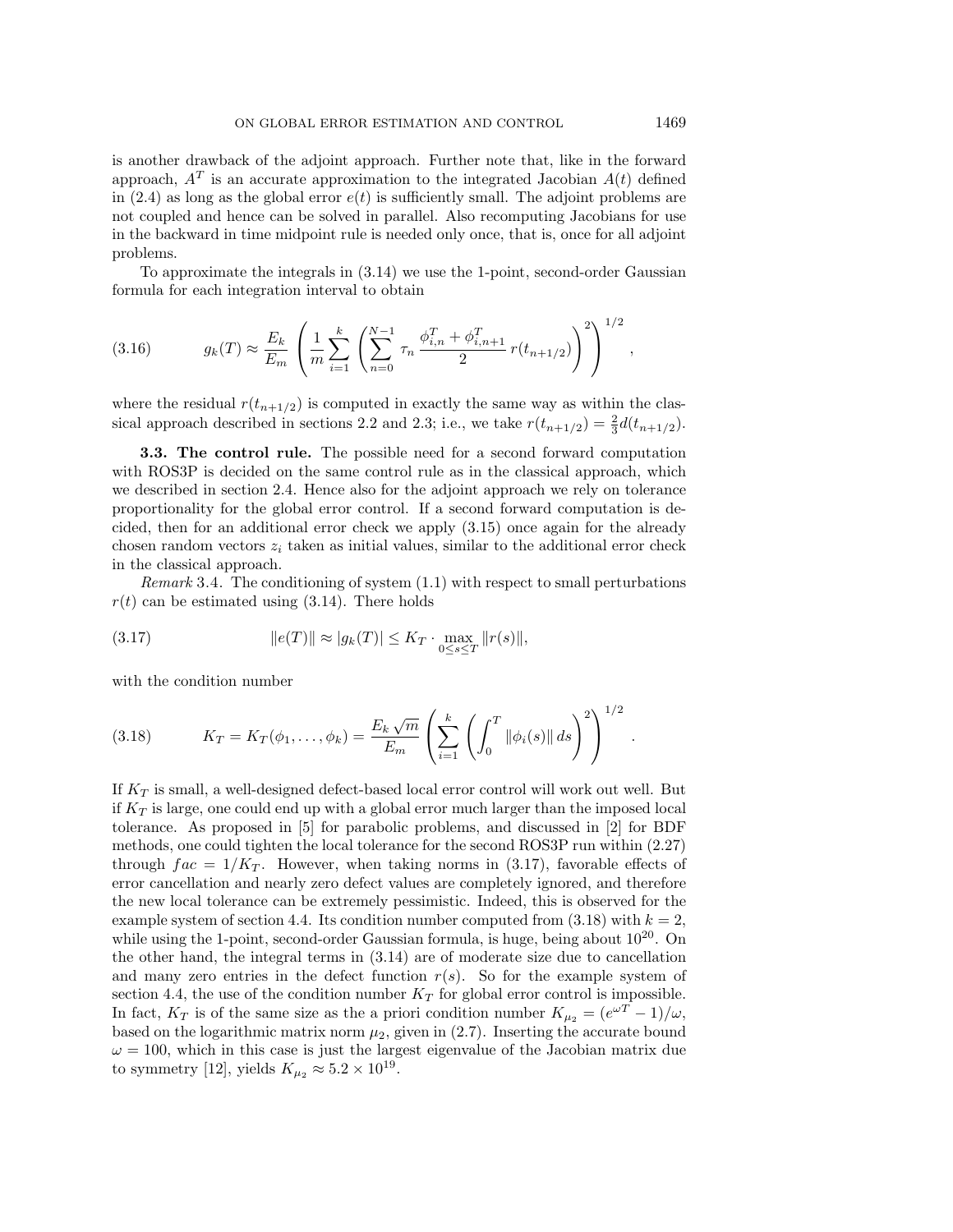is another drawback of the adjoint approach. Further note that, like in the forward approach, $A^T$ is an accurate approximation to the integrated Jacobian $A(t)$ defined in (2.4) as long as the global error $e(t)$ is sufficiently small. The adjoint problems are not coupled and hence can be solved in parallel. Also recomputing Jacobians for use in the backward in time midpoint rule is needed only once, that is, once for all adjoint problems.

To approximate the integrals in (3.14) we use the 1-point, second-order Gaussian formula for each integration interval to obtain

$$g_k(T) \approx \frac{E_k}{E_m} \left( \frac{1}{m} \sum_{i=1}^{k} \left( \sum_{n=0}^{N-1} \tau_n \, \frac{\phi_{i,n}^T + \phi_{i,n+1}^T}{2} \, r(t_{n+1/2}) \right)^2 \right)^{1/2}, \tag{3.16}$$

where the residual $r(t_{n+1/2})$ is computed in exactly the same way as within the classical approach described in sections 2.2 and 2.3; i.e., we take $r(t_{n+1/2}) = \frac{2}{3} d(t_{n+1/2})$.

**3.3. The control rule.** The possible need for a second forward computation with ROS3P is decided on the same control rule as in the classical approach, which we described in section 2.4. Hence also for the adjoint approach we rely on tolerance proportionality for the global error control. If a second forward computation is decided, then for an additional error check we apply (3.15) once again for the already chosen random vectors $z_i$ taken as initial values, similar to the additional error check in the classical approach.

*Remark* 3.4. The conditioning of system (1.1) with respect to small perturbations $r(t)$ can be estimated using (3.14). There holds

$$\|e(T)\| \approx |g_k(T)| \le K_T \cdot \max_{0 \le s \le T} \|r(s)\|, \tag{3.17}$$

with the condition number

$$K_T = K_T(\phi_1, \ldots, \phi_k) = \frac{E_k \sqrt{m}}{E_m} \left( \sum_{i=1}^{k} \left( \int_0^T \|\phi_i(s)\| \, ds \right)^2 \right)^{1/2}. \tag{3.18}$$

If $K_T$ is small, a well-designed defect-based local error control will work out well. But if $K_T$ is large, one could end up with a global error much larger than the imposed local tolerance. As proposed in [5] for parabolic problems, and discussed in [2] for BDF methods, one could tighten the local tolerance for the second ROS3P run within (2.27) through $fac = 1/K_T$. However, when taking norms in (3.17), favorable effects of error cancellation and nearly zero defect values are completely ignored, and therefore the new local tolerance can be extremely pessimistic. Indeed, this is observed for the example system of section 4.4. Its condition number computed from (3.18) with $k = 2$, while using the 1-point, second-order Gaussian formula, is huge, being about $10^{20}$. On the other hand, the integral terms in (3.14) are of moderate size due to cancellation and many zero entries in the defect function $r(s)$. So for the example system of section 4.4, the use of the condition number $K_T$ for global error control is impossible. In fact, $K_T$ is of the same size as the a priori condition number $K_{\mu_2} = (e^{\omega T} - 1)/\omega$, based on the logarithmic matrix norm $\mu_2$, given in (2.7). Inserting the accurate bound $\omega = 100$, which in this case is just the largest eigenvalue of the Jacobian matrix due to symmetry [12], yields $K_{\mu_2} \approx 5.2 \times 10^{19}$.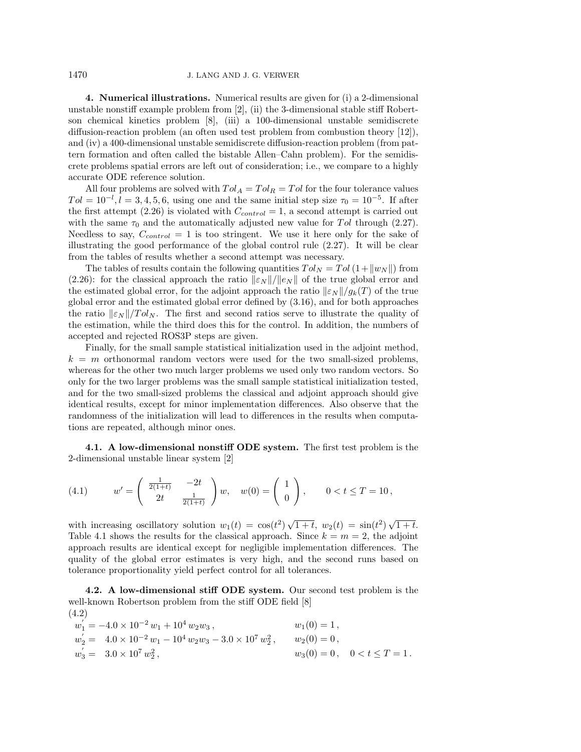## 4. Numerical illustrations.

Numerical results are given for (i) a 2-dimensional unstable nonstiff example problem from [2], (ii) the 3-dimensional stable stiff Robertson chemical kinetics problem [8], (iii) a 100-dimensional unstable semidiscrete diffusion-reaction problem (an often used test problem from combustion theory [12]), and (iv) a 400-dimensional unstable semidiscrete diffusion-reaction problem (from pattern formation and often called the bistable Allen–Cahn problem). For the semidiscrete problems spatial errors are left out of consideration; i.e., we compare to a highly accurate ODE reference solution.

All four problems are solved with $Tol_A = Tol_R = Tol$ for the four tolerance values $Tol = 10^{-l}, l = 3, 4, 5, 6$, using one and the same initial step size $\tau_0 = 10^{-5}$. If after the first attempt (2.26) is violated with $C_{control} = 1$, a second attempt is carried out with the same $\tau_0$ and the automatically adjusted new value for $Tol$ through (2.27). Needless to say, $C_{control} = 1$ is too stringent. We use it here only for the sake of illustrating the good performance of the global control rule (2.27). It will be clear from the tables of results whether a second attempt was necessary.

The tables of results contain the following quantities $Tol_N = Tol\,(1 + \|w_N\|)$ from (2.26): for the classical approach the ratio $\|\varepsilon_N\|/\|e_N\|$ of the true global error and the estimated global error, for the adjoint approach the ratio $\|\varepsilon_N\|/g_k(T)$ of the true global error and the estimated global error defined by (3.16), and for both approaches the ratio $\|\varepsilon_N\|/Tol_N$. The first and second ratios serve to illustrate the quality of the estimation, while the third does this for the control. In addition, the numbers of accepted and rejected ROS3P steps are given.

Finally, for the small sample statistical initialization used in the adjoint method, $k = m$ orthonormal random vectors were used for the two small-sized problems, whereas for the other two much larger problems we used only two random vectors. So only for the two larger problems was the small sample statistical initialization tested, and for the two small-sized problems the classical and adjoint approach should give identical results, except for minor implementation differences. Also observe that the randomness of the initialization will lead to differences in the results when computations are repeated, although minor ones.

### 4.1. A low-dimensional nonstiff ODE system.

The first test problem is the 2-dimensional unstable linear system [2]

$$
w' = \begin{pmatrix} \frac{1}{2(1+t)} & -2t \\ 2t & \frac{1}{2(1+t)} \end{pmatrix} w, \quad w(0) = \begin{pmatrix} 1 \\ 0 \end{pmatrix}, \qquad 0 < t \le T = 10\,, \tag{4.1}
$$

with increasing oscillatory solution $w_1(t) = \cos(t^2)\sqrt{1+t}$, $w_2(t) = \sin(t^2)\sqrt{1+t}$. Table 4.1 shows the results for the classical approach. Since $k = m = 2$, the adjoint approach results are identical except for negligible implementation differences. The quality of the global error estimates is very high, and the second runs based on tolerance proportionality yield perfect control for all tolerances.

### 4.2. A low-dimensional stiff ODE system.

Our second test problem is the well-known Robertson problem from the stiff ODE field [8]

$$
\begin{aligned}
w_1' &= -4.0 \times 10^{-2}\, w_1 + 10^4\, w_2 w_3\,, && w_1(0) = 1\,, \\
w_2' &= \phantom{-}4.0 \times 10^{-2}\, w_1 - 10^4\, w_2 w_3 - 3.0 \times 10^7\, w_2^2\,, && w_2(0) = 0\,, \\
w_3' &= \phantom{-}3.0 \times 10^7\, w_2^2\,, && w_3(0) = 0\,, \quad 0 < t \le T = 1\,.
\end{aligned} \tag{4.2}
$$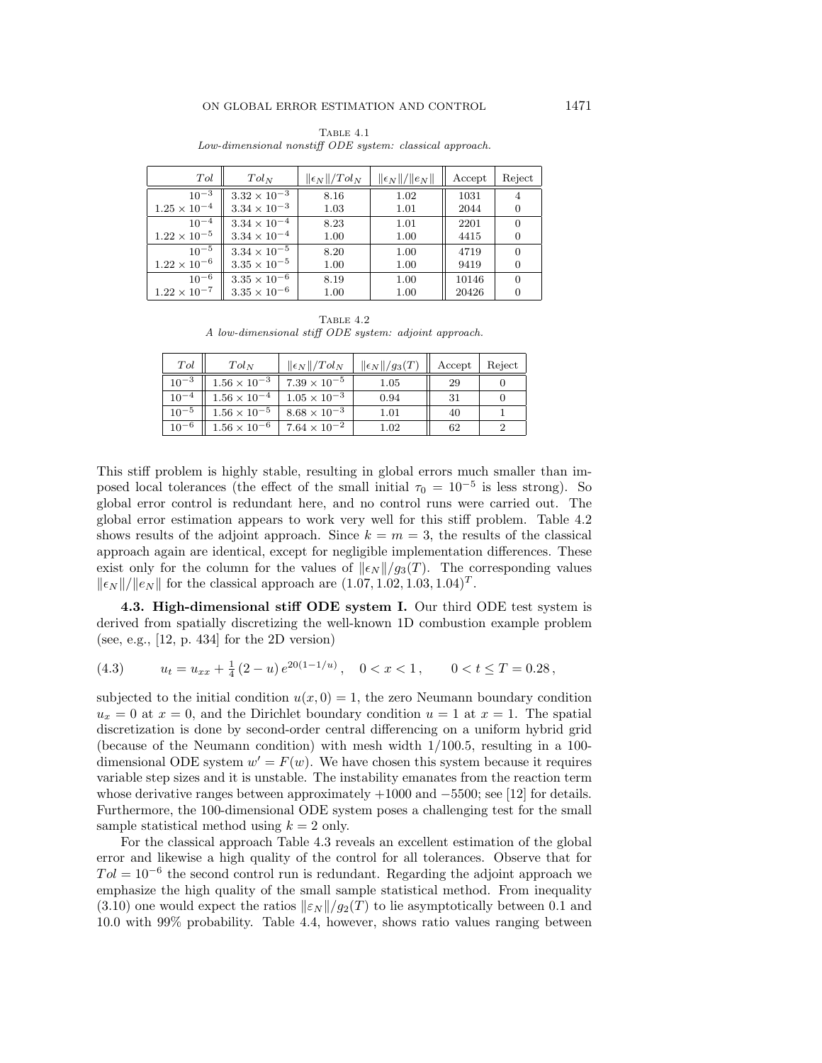Table 4.1
*Low-dimensional nonstiff ODE system: classical approach.*

| $Tol$ | $Tol_N$ | $\|\epsilon_N\|/Tol_N$ | $\|\epsilon_N\|/\|e_N\|$ | Accept | Reject |
|---|---|---|---|---|---|
| $10^{-3}$ | $3.32 \times 10^{-3}$ | 8.16 | 1.02 | 1031 | 4 |
| $1.25 \times 10^{-4}$ | $3.34 \times 10^{-3}$ | 1.03 | 1.01 | 2044 | 0 |
| $10^{-4}$ | $3.34 \times 10^{-4}$ | 8.23 | 1.01 | 2201 | 0 |
| $1.22 \times 10^{-5}$ | $3.34 \times 10^{-4}$ | 1.00 | 1.00 | 4415 | 0 |
| $10^{-5}$ | $3.34 \times 10^{-5}$ | 8.20 | 1.00 | 4719 | 0 |
| $1.22 \times 10^{-6}$ | $3.35 \times 10^{-5}$ | 1.00 | 1.00 | 9419 | 0 |
| $10^{-6}$ | $3.35 \times 10^{-6}$ | 8.19 | 1.00 | 10146 | 0 |
| $1.22 \times 10^{-7}$ | $3.35 \times 10^{-6}$ | 1.00 | 1.00 | 20426 | 0 |

Table 4.2
*A low-dimensional stiff ODE system: adjoint approach.*

| $Tol$ | $Tol_N$ | $\|\epsilon_N\|/Tol_N$ | $\|\epsilon_N\|/g_3(T)$ | Accept | Reject |
|---|---|---|---|---|---|
| $10^{-3}$ | $1.56 \times 10^{-3}$ | $7.39 \times 10^{-5}$ | 1.05 | 29 | 0 |
| $10^{-4}$ | $1.56 \times 10^{-4}$ | $1.05 \times 10^{-3}$ | 0.94 | 31 | 0 |
| $10^{-5}$ | $1.56 \times 10^{-5}$ | $8.68 \times 10^{-3}$ | 1.01 | 40 | 1 |
| $10^{-6}$ | $1.56 \times 10^{-6}$ | $7.64 \times 10^{-2}$ | 1.02 | 62 | 2 |

This stiff problem is highly stable, resulting in global errors much smaller than imposed local tolerances (the effect of the small initial $\tau_0 = 10^{-5}$ is less strong). So global error control is redundant here, and no control runs were carried out. The global error estimation appears to work very well for this stiff problem. Table 4.2 shows results of the adjoint approach. Since $k = m = 3$, the results of the classical approach again are identical, except for negligible implementation differences. These exist only for the column for the values of $\|\epsilon_N\|/g_3(T)$. The corresponding values $\|\epsilon_N\|/\|e_N\|$ for the classical approach are $(1.07, 1.02, 1.03, 1.04)^T$.

**4.3. High-dimensional stiff ODE system I.** Our third ODE test system is derived from spatially discretizing the well-known 1D combustion example problem (see, e.g., [12, p. 434] for the 2D version)

$$u_t = u_{xx} + \tfrac{1}{4}\,(2-u)\,e^{20(1-1/u)}\,, \quad 0 < x < 1\,, \qquad 0 < t \le T = 0.28\,, \tag{4.3}$$

subjected to the initial condition $u(x, 0) = 1$, the zero Neumann boundary condition $u_x = 0$ at $x = 0$, and the Dirichlet boundary condition $u = 1$ at $x = 1$. The spatial discretization is done by second-order central differencing on a uniform hybrid grid (because of the Neumann condition) with mesh width $1/100.5$, resulting in a 100-dimensional ODE system $w' = F(w)$. We have chosen this system because it requires variable step sizes and it is unstable. The instability emanates from the reaction term whose derivative ranges between approximately $+1000$ and $-5500$; see [12] for details. Furthermore, the 100-dimensional ODE system poses a challenging test for the small sample statistical method using $k = 2$ only.

For the classical approach Table 4.3 reveals an excellent estimation of the global error and likewise a high quality of the control for all tolerances. Observe that for $Tol = 10^{-6}$ the second control run is redundant. Regarding the adjoint approach we emphasize the high quality of the small sample statistical method. From inequality (3.10) one would expect the ratios $\|\varepsilon_N\|/g_2(T)$ to lie asymptotically between 0.1 and 10.0 with 99% probability. Table 4.4, however, shows ratio values ranging between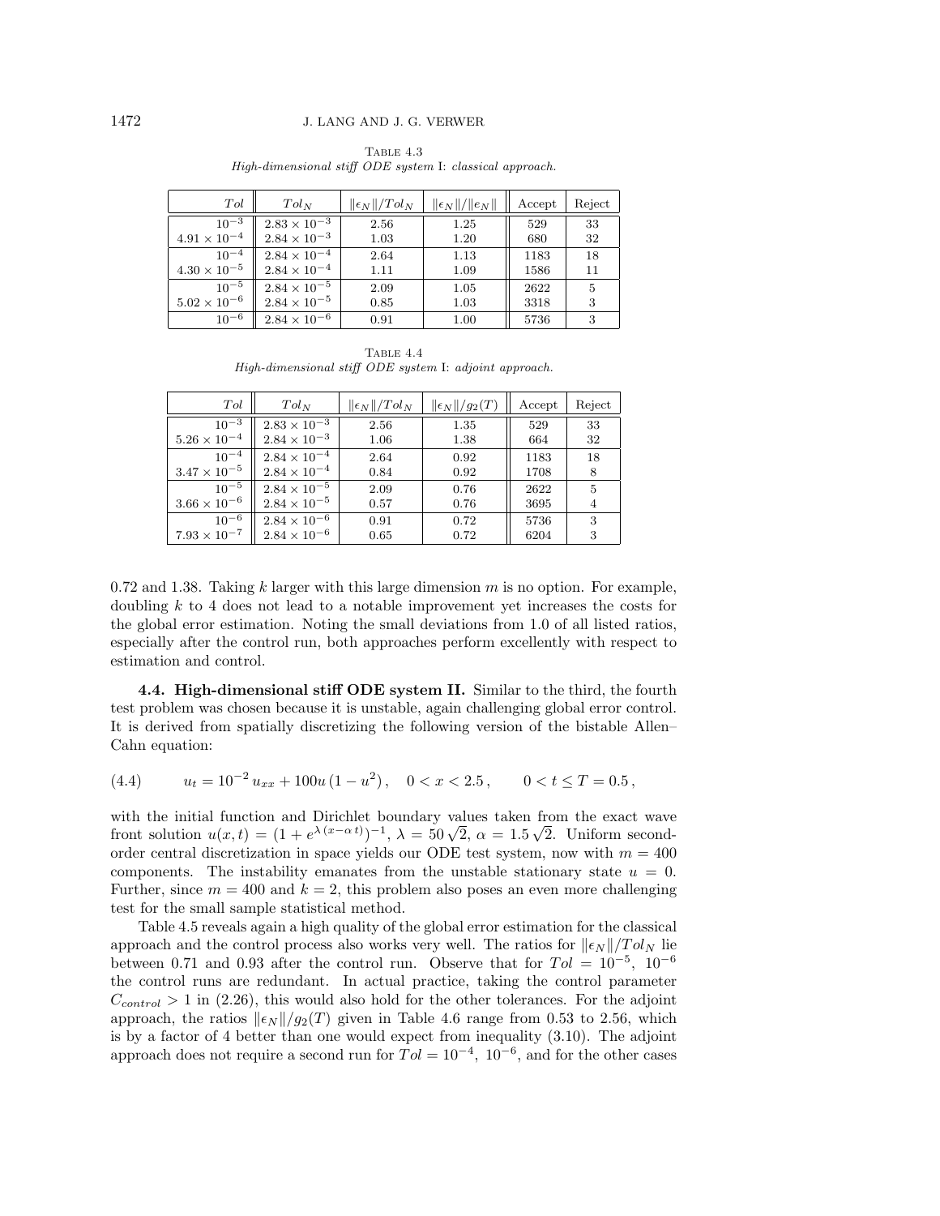Table 4.3
*High-dimensional stiff ODE system I: classical approach.*

| $Tol$ | $Tol_N$ | $\lVert\epsilon_N\rVert/Tol_N$ | $\lVert\epsilon_N\rVert/\lVert e_N\rVert$ | Accept | Reject |
|---|---|---|---|---|---|
| $10^{-3}$ | $2.83 \times 10^{-3}$ | 2.56 | 1.25 | 529 | 33 |
| $4.91 \times 10^{-4}$ | $2.84 \times 10^{-3}$ | 1.03 | 1.20 | 680 | 32 |
| $10^{-4}$ | $2.84 \times 10^{-4}$ | 2.64 | 1.13 | 1183 | 18 |
| $4.30 \times 10^{-5}$ | $2.84 \times 10^{-4}$ | 1.11 | 1.09 | 1586 | 11 |
| $10^{-5}$ | $2.84 \times 10^{-5}$ | 2.09 | 1.05 | 2622 | 5 |
| $5.02 \times 10^{-6}$ | $2.84 \times 10^{-5}$ | 0.85 | 1.03 | 3318 | 3 |
| $10^{-6}$ | $2.84 \times 10^{-6}$ | 0.91 | 1.00 | 5736 | 3 |

Table 4.4
*High-dimensional stiff ODE system I: adjoint approach.*

| $Tol$ | $Tol_N$ | $\lVert\epsilon_N\rVert/Tol_N$ | $\lVert\epsilon_N\rVert/g_2(T)$ | Accept | Reject |
|---|---|---|---|---|---|
| $10^{-3}$ | $2.83 \times 10^{-3}$ | 2.56 | 1.35 | 529 | 33 |
| $5.26 \times 10^{-4}$ | $2.84 \times 10^{-3}$ | 1.06 | 1.38 | 664 | 32 |
| $10^{-4}$ | $2.84 \times 10^{-4}$ | 2.64 | 0.92 | 1183 | 18 |
| $3.47 \times 10^{-5}$ | $2.84 \times 10^{-4}$ | 0.84 | 0.92 | 1708 | 8 |
| $10^{-5}$ | $2.84 \times 10^{-5}$ | 2.09 | 0.76 | 2622 | 5 |
| $3.66 \times 10^{-6}$ | $2.84 \times 10^{-5}$ | 0.57 | 0.76 | 3695 | 4 |
| $10^{-6}$ | $2.84 \times 10^{-6}$ | 0.91 | 0.72 | 5736 | 3 |
| $7.93 \times 10^{-7}$ | $2.84 \times 10^{-6}$ | 0.65 | 0.72 | 6204 | 3 |

0.72 and 1.38. Taking $k$ larger with this large dimension $m$ is no option. For example, doubling $k$ to 4 does not lead to a notable improvement yet increases the costs for the global error estimation. Noting the small deviations from 1.0 of all listed ratios, especially after the control run, both approaches perform excellently with respect to estimation and control.

**4.4. High-dimensional stiff ODE system II.** Similar to the third, the fourth test problem was chosen because it is unstable, again challenging global error control. It is derived from spatially discretizing the following version of the bistable Allen–Cahn equation:

$$u_t = 10^{-2}\, u_{xx} + 100u\,(1-u^2)\,, \quad 0 < x < 2.5\,, \qquad 0 < t \le T = 0.5\,, \tag{4.4}$$

with the initial function and Dirichlet boundary values taken from the exact wave front solution $u(x,t) = (1 + e^{\lambda\,(x-\alpha\,t)})^{-1}$, $\lambda = 50\sqrt{2}$, $\alpha = 1.5\sqrt{2}$. Uniform second-order central discretization in space yields our ODE test system, now with $m = 400$ components. The instability emanates from the unstable stationary state $u = 0$. Further, since $m = 400$ and $k = 2$, this problem also poses an even more challenging test for the small sample statistical method.

Table 4.5 reveals again a high quality of the global error estimation for the classical approach and the control process also works very well. The ratios for $\lVert\epsilon_N\rVert/Tol_N$ lie between 0.71 and 0.93 after the control run. Observe that for $Tol = 10^{-5}$, $10^{-6}$ the control runs are redundant. In actual practice, taking the control parameter $C_{control} > 1$ in (2.26), this would also hold for the other tolerances. For the adjoint approach, the ratios $\lVert\epsilon_N\rVert/g_2(T)$ given in Table 4.6 range from 0.53 to 2.56, which is by a factor of 4 better than one would expect from inequality (3.10). The adjoint approach does not require a second run for $Tol = 10^{-4}$, $10^{-6}$, and for the other cases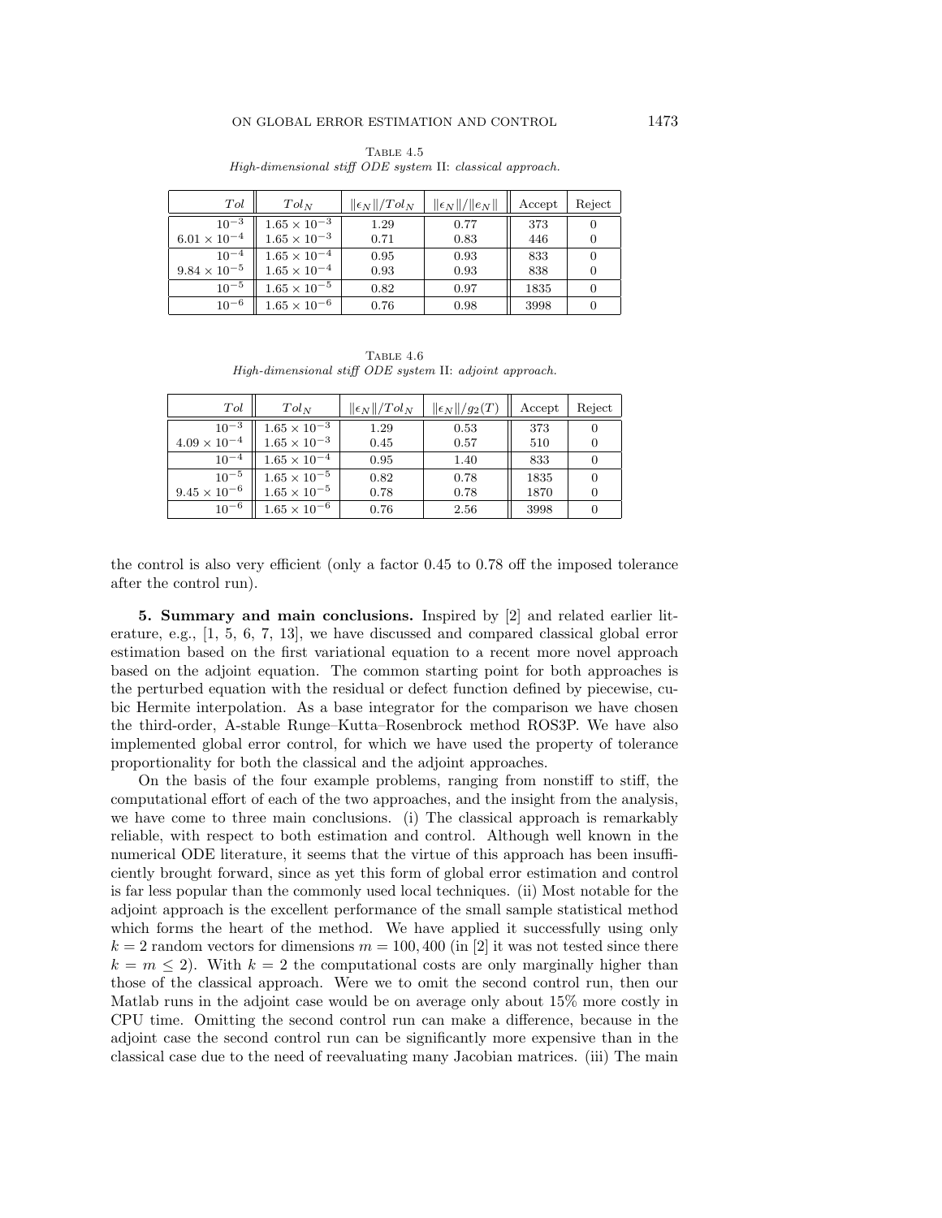Table 4.5
*High-dimensional stiff ODE system* II: *classical approach.*

| $Tol$ | $Tol_N$ | $\|\epsilon_N\|/Tol_N$ | $\|\epsilon_N\|/\|e_N\|$ | Accept | Reject |
|---|---|---|---|---|---|
| $10^{-3}$ | $1.65 \times 10^{-3}$ | 1.29 | 0.77 | 373 | 0 |
| $6.01 \times 10^{-4}$ | $1.65 \times 10^{-3}$ | 0.71 | 0.83 | 446 | 0 |
| $10^{-4}$ | $1.65 \times 10^{-4}$ | 0.95 | 0.93 | 833 | 0 |
| $9.84 \times 10^{-5}$ | $1.65 \times 10^{-4}$ | 0.93 | 0.93 | 838 | 0 |
| $10^{-5}$ | $1.65 \times 10^{-5}$ | 0.82 | 0.97 | 1835 | 0 |
| $10^{-6}$ | $1.65 \times 10^{-6}$ | 0.76 | 0.98 | 3998 | 0 |

Table 4.6
*High-dimensional stiff ODE system* II: *adjoint approach.*

| $Tol$ | $Tol_N$ | $\|\epsilon_N\|/Tol_N$ | $\|\epsilon_N\|/g_2(T)$ | Accept | Reject |
|---|---|---|---|---|---|
| $10^{-3}$ | $1.65 \times 10^{-3}$ | 1.29 | 0.53 | 373 | 0 |
| $4.09 \times 10^{-4}$ | $1.65 \times 10^{-3}$ | 0.45 | 0.57 | 510 | 0 |
| $10^{-4}$ | $1.65 \times 10^{-4}$ | 0.95 | 1.40 | 833 | 0 |
| $10^{-5}$ | $1.65 \times 10^{-5}$ | 0.82 | 0.78 | 1835 | 0 |
| $9.45 \times 10^{-6}$ | $1.65 \times 10^{-5}$ | 0.78 | 0.78 | 1870 | 0 |
| $10^{-6}$ | $1.65 \times 10^{-6}$ | 0.76 | 2.56 | 3998 | 0 |

the control is also very efficient (only a factor 0.45 to 0.78 off the imposed tolerance after the control run).

**5. Summary and main conclusions.** Inspired by [2] and related earlier literature, e.g., [1, 5, 6, 7, 13], we have discussed and compared classical global error estimation based on the first variational equation to a recent more novel approach based on the adjoint equation. The common starting point for both approaches is the perturbed equation with the residual or defect function defined by piecewise, cubic Hermite interpolation. As a base integrator for the comparison we have chosen the third-order, A-stable Runge–Kutta–Rosenbrock method ROS3P. We have also implemented global error control, for which we have used the property of tolerance proportionality for both the classical and the adjoint approaches.

On the basis of the four example problems, ranging from nonstiff to stiff, the computational effort of each of the two approaches, and the insight from the analysis, we have come to three main conclusions. (i) The classical approach is remarkably reliable, with respect to both estimation and control. Although well known in the numerical ODE literature, it seems that the virtue of this approach has been insufficiently brought forward, since as yet this form of global error estimation and control is far less popular than the commonly used local techniques. (ii) Most notable for the adjoint approach is the excellent performance of the small sample statistical method which forms the heart of the method. We have applied it successfully using only $k = 2$ random vectors for dimensions $m = 100, 400$ (in [2] it was not tested since there $k = m \leq 2$). With $k = 2$ the computational costs are only marginally higher than those of the classical approach. Were we to omit the second control run, then our Matlab runs in the adjoint case would be on average only about 15% more costly in CPU time. Omitting the second control run can make a difference, because in the adjoint case the second control run can be significantly more expensive than in the classical case due to the need of reevaluating many Jacobian matrices. (iii) The main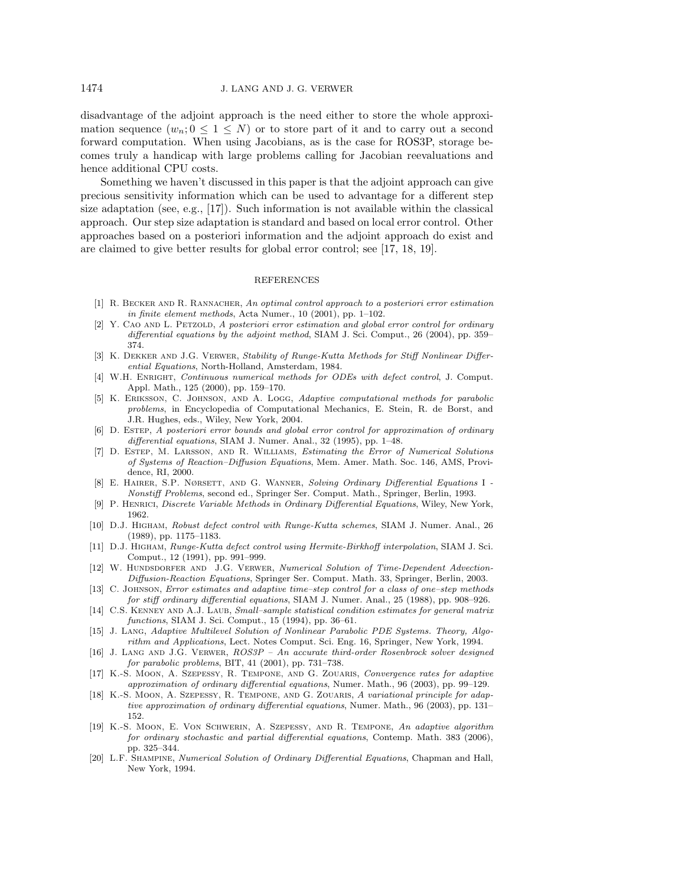disadvantage of the adjoint approach is the need either to store the whole approximation sequence $(w_n; 0 \leq 1 \leq N)$ or to store part of it and to carry out a second forward computation. When using Jacobians, as is the case for ROS3P, storage becomes truly a handicap with large problems calling for Jacobian reevaluations and hence additional CPU costs.

Something we haven't discussed in this paper is that the adjoint approach can give precious sensitivity information which can be used to advantage for a different step size adaptation (see, e.g., [17]). Such information is not available within the classical approach. Our step size adaptation is standard and based on local error control. Other approaches based on a posteriori information and the adjoint approach do exist and are claimed to give better results for global error control; see [17, 18, 19].

## REFERENCES

[1] R. Becker and R. Rannacher, *An optimal control approach to a posteriori error estimation in finite element methods*, Acta Numer., 10 (2001), pp. 1–102.

[2] Y. Cao and L. Petzold, *A posteriori error estimation and global error control for ordinary differential equations by the adjoint method*, SIAM J. Sci. Comput., 26 (2004), pp. 359–374.

[3] K. Dekker and J.G. Verwer, *Stability of Runge-Kutta Methods for Stiff Nonlinear Differential Equations*, North-Holland, Amsterdam, 1984.

[4] W.H. Enright, *Continuous numerical methods for ODEs with defect control*, J. Comput. Appl. Math., 125 (2000), pp. 159–170.

[5] K. Eriksson, C. Johnson, and A. Logg, *Adaptive computational methods for parabolic problems*, in Encyclopedia of Computational Mechanics, E. Stein, R. de Borst, and J.R. Hughes, eds., Wiley, New York, 2004.

[6] D. Estep, *A posteriori error bounds and global error control for approximation of ordinary differential equations*, SIAM J. Numer. Anal., 32 (1995), pp. 1–48.

[7] D. Estep, M. Larsson, and R. Williams, *Estimating the Error of Numerical Solutions of Systems of Reaction–Diffusion Equations*, Mem. Amer. Math. Soc. 146, AMS, Providence, RI, 2000.

[8] E. Hairer, S.P. Nørsett, and G. Wanner, *Solving Ordinary Differential Equations* I - *Nonstiff Problems*, second ed., Springer Ser. Comput. Math., Springer, Berlin, 1993.

[9] P. Henrici, *Discrete Variable Methods in Ordinary Differential Equations*, Wiley, New York, 1962.

[10] D.J. Higham, *Robust defect control with Runge-Kutta schemes*, SIAM J. Numer. Anal., 26 (1989), pp. 1175–1183.

[11] D.J. Higham, *Runge-Kutta defect control using Hermite-Birkhoff interpolation*, SIAM J. Sci. Comput., 12 (1991), pp. 991–999.

[12] W. Hundsdorfer and J.G. Verwer, *Numerical Solution of Time-Dependent Advection-Diffusion-Reaction Equations*, Springer Ser. Comput. Math. 33, Springer, Berlin, 2003.

[13] C. Johnson, *Error estimates and adaptive time–step control for a class of one–step methods for stiff ordinary differential equations*, SIAM J. Numer. Anal., 25 (1988), pp. 908–926.

[14] C.S. Kenney and A.J. Laub, *Small–sample statistical condition estimates for general matrix functions*, SIAM J. Sci. Comput., 15 (1994), pp. 36–61.

[15] J. Lang, *Adaptive Multilevel Solution of Nonlinear Parabolic PDE Systems. Theory, Algorithm and Applications*, Lect. Notes Comput. Sci. Eng. 16, Springer, New York, 1994.

[16] J. Lang and J.G. Verwer, *ROS3P – An accurate third-order Rosenbrock solver designed for parabolic problems*, BIT, 41 (2001), pp. 731–738.

[17] K.-S. Moon, A. Szepessy, R. Tempone, and G. Zouaris, *Convergence rates for adaptive approximation of ordinary differential equations*, Numer. Math., 96 (2003), pp. 99–129.

[18] K.-S. Moon, A. Szepessy, R. Tempone, and G. Zouaris, *A variational principle for adaptive approximation of ordinary differential equations*, Numer. Math., 96 (2003), pp. 131–152.

[19] K.-S. Moon, E. Von Schwerin, A. Szepessy, and R. Tempone, *An adaptive algorithm for ordinary stochastic and partial differential equations*, Contemp. Math. 383 (2006), pp. 325–344.

[20] L.F. Shampine, *Numerical Solution of Ordinary Differential Equations*, Chapman and Hall, New York, 1994.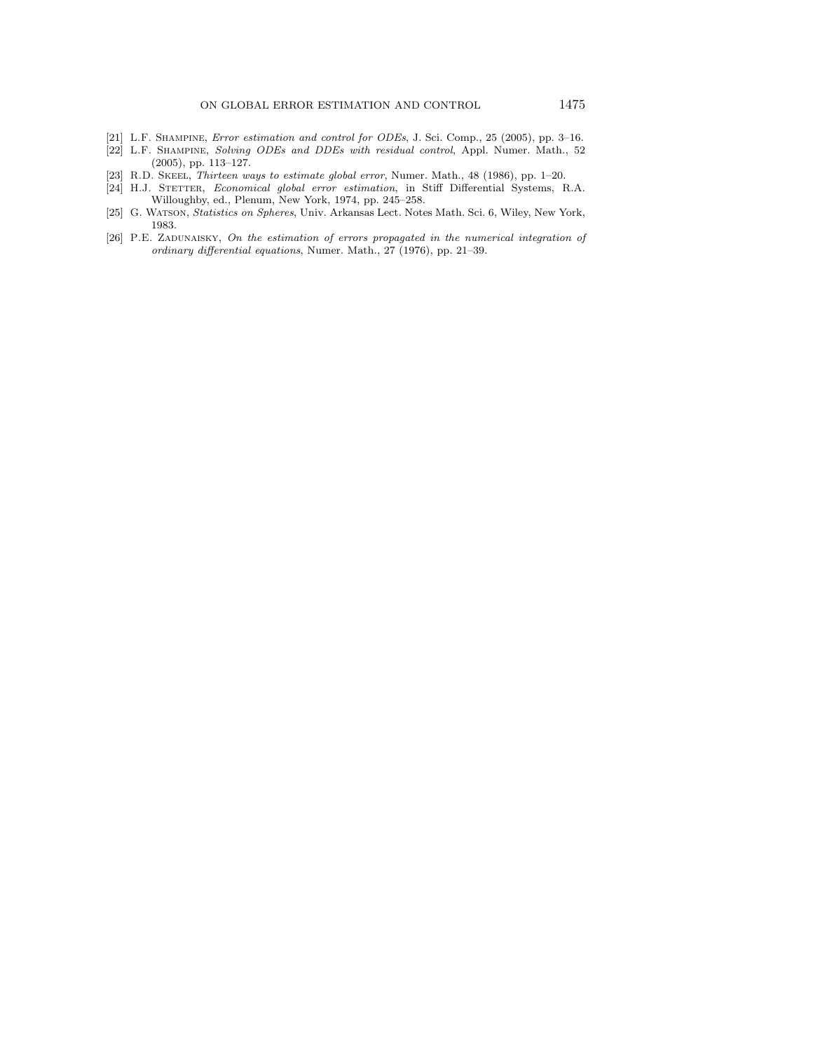[21] L.F. Shampine, *Error estimation and control for ODEs*, J. Sci. Comp., 25 (2005), pp. 3–16.

[22] L.F. Shampine, *Solving ODEs and DDEs with residual control*, Appl. Numer. Math., 52 (2005), pp. 113–127.

[23] R.D. Skeel, *Thirteen ways to estimate global error*, Numer. Math., 48 (1986), pp. 1–20.

[24] H.J. Stetter, *Economical global error estimation*, in Stiff Differential Systems, R.A. Willoughby, ed., Plenum, New York, 1974, pp. 245–258.

[25] G. Watson, *Statistics on Spheres*, Univ. Arkansas Lect. Notes Math. Sci. 6, Wiley, New York, 1983.

[26] P.E. Zadunaisky, *On the estimation of errors propagated in the numerical integration of ordinary differential equations*, Numer. Math., 27 (1976), pp. 21–39.